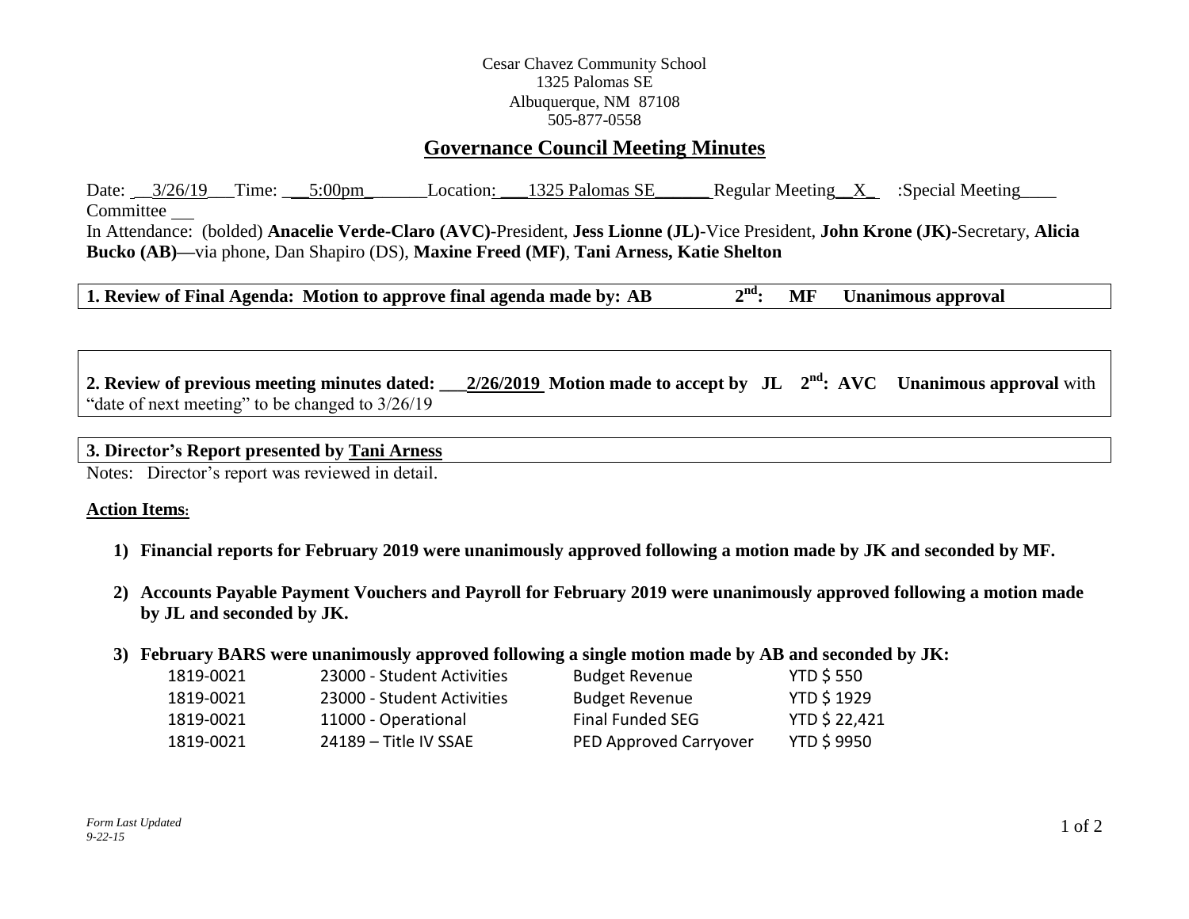Cesar Chavez Community School
1325 Palomas SE
Albuquerque, NM 87108
505-877-0558

# Governance Council Meeting Minutes

Date: 3/26/19 Time: 5:00pm Location: 1325 Palomas SE Regular Meeting X :Special Meeting____ Committee __

In Attendance: (bolded) **Anacelie Verde-Claro (AVC)**-President, **Jess Lionne (JL)**-Vice President, **John Krone (JK)**-Secretary, **Alicia Bucko (AB)—**via phone, Dan Shapiro (DS), **Maxine Freed (MF)**, **Tani Arness, Katie Shelton**

**1. Review of Final Agenda: Motion to approve final agenda made by: AB 2nd: MF Unanimous approval**

**2. Review of previous meeting minutes dated: 2/26/2019 Motion made to accept by JL 2nd: AVC Unanimous approval** with "date of next meeting" to be changed to 3/26/19

**3. Director's Report presented by Tani Arness**

Notes: Director's report was reviewed in detail.

**Action Items:**

1) **Financial reports for February 2019 were unanimously approved following a motion made by JK and seconded by MF.**
2) **Accounts Payable Payment Vouchers and Payroll for February 2019 were unanimously approved following a motion made by JL and seconded by JK.**
3) **February BARS were unanimously approved following a single motion made by AB and seconded by JK:**

| | | | |
|---|---|---|---|
| 1819-0021 | 23000 - Student Activities | Budget Revenue | YTD $ 550 |
| 1819-0021 | 23000 - Student Activities | Budget Revenue | YTD $ 1929 |
| 1819-0021 | 11000 - Operational | Final Funded SEG | YTD $ 22,421 |
| 1819-0021 | 24189 – Title IV SSAE | PED Approved Carryover | YTD $ 9950 |

*Form Last Updated 9-22-15*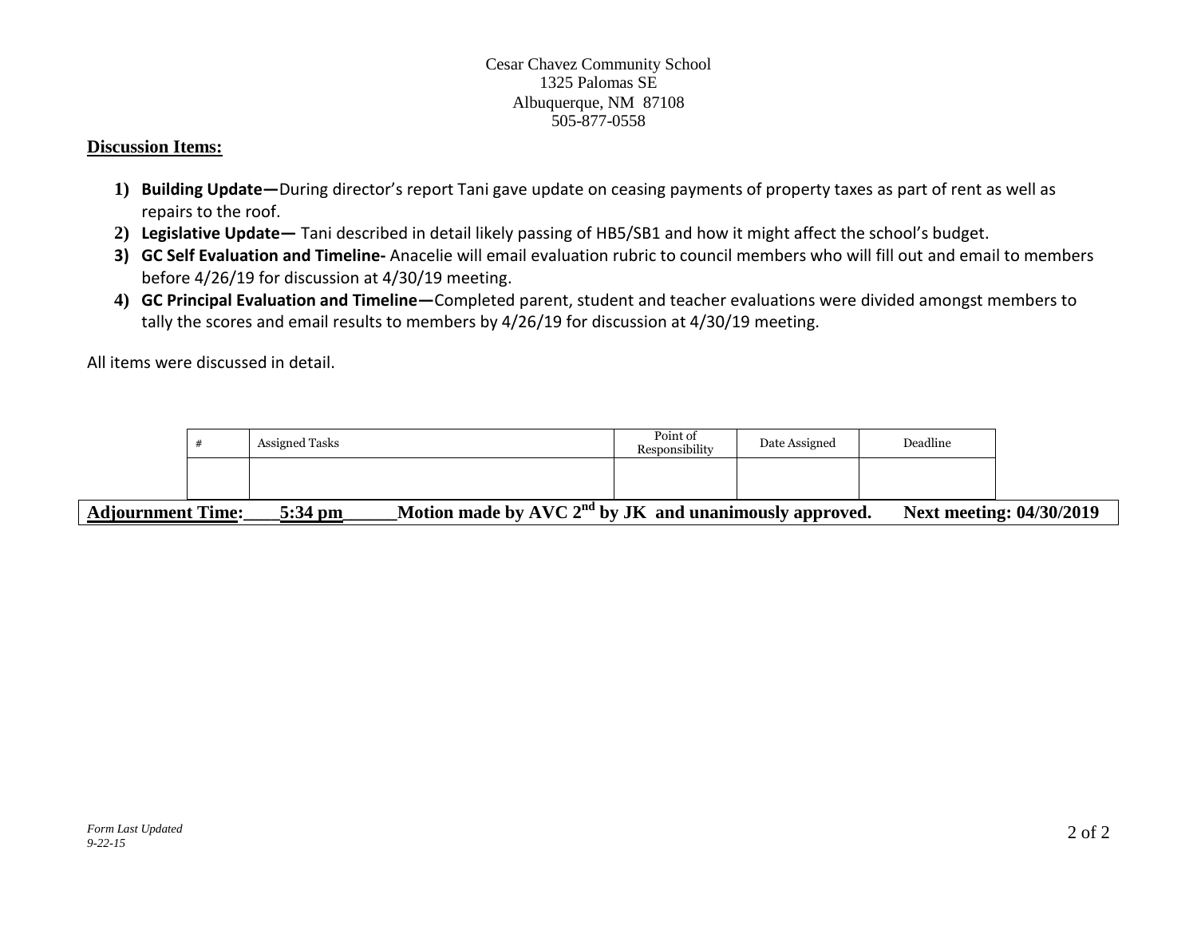Cesar Chavez Community School
1325 Palomas SE
Albuquerque, NM 87108
505-877-0558

**Discussion Items:**

1) **Building Update—**During director's report Tani gave update on ceasing payments of property taxes as part of rent as well as repairs to the roof.
2) **Legislative Update—** Tani described in detail likely passing of HB5/SB1 and how it might affect the school's budget.
3) **GC Self Evaluation and Timeline-** Anacelie will email evaluation rubric to council members who will fill out and email to members before 4/26/19 for discussion at 4/30/19 meeting.
4) **GC Principal Evaluation and Timeline—**Completed parent, student and teacher evaluations were divided amongst members to tally the scores and email results to members by 4/26/19 for discussion at 4/30/19 meeting.

All items were discussed in detail.

| # | Assigned Tasks | Point of Responsibility | Date Assigned | Deadline |
|---|---|---|---|---|
| | | | | |

**Adjournment Time:____5:34 pm______Motion made by AVC 2nd by JK and unanimously approved. Next meeting: 04/30/2019**

*Form Last Updated 9-22-15*